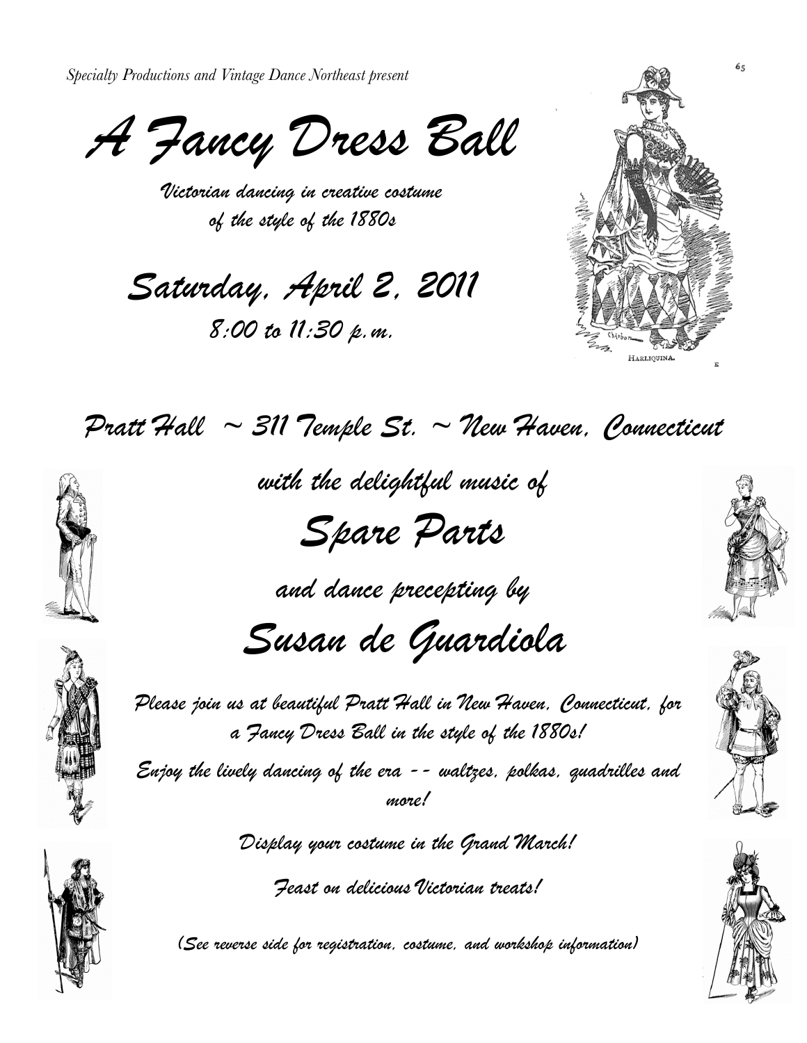*Specialty Productions and Vintage Dance Northeast present*

# A Fancy Dress Ball

*Victorian dancing in creative costume of the style of the 1880s*

## Saturday, April 2, 2011

*8:00 to 11:30 p.m.*

HARLIQUINA.

*Pratt Hall ~ 311 Temple St. ~ New Haven, Connecticut*

*with the delightful music of*

## Spare Parts

*and dance precepting by*

## Susan de Guardiola

*Please join us at beautiful Pratt Hall in New Haven, Connecticut, for a Fancy Dress Ball in the style of the 1880s!*

*Enjoy the lively dancing of the era -- waltzes, polkas, quadrilles and more!*

*Display your costume in the Grand March!*

*Feast on delicious Victorian treats!*

*(See reverse side for registration, costume, and workshop information)*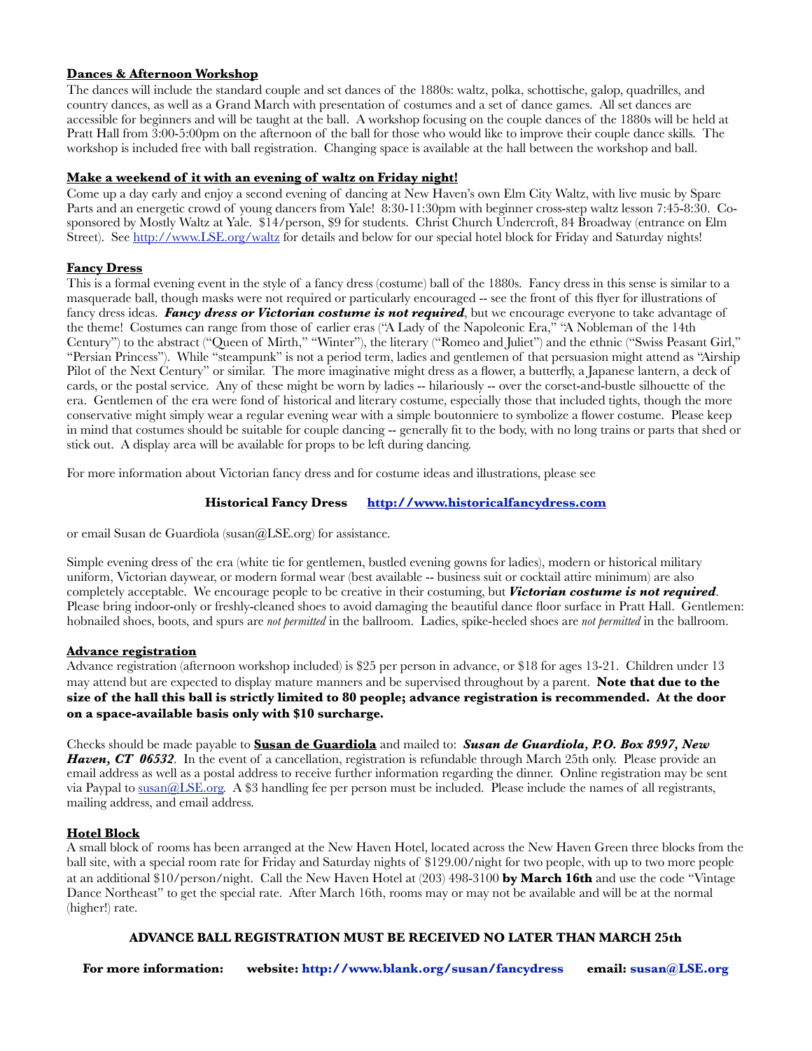## Dances & Afternoon Workshop

The dances will include the standard couple and set dances of the 1880s: waltz, polka, schottische, galop, quadrilles, and country dances, as well as a Grand March with presentation of costumes and a set of dance games. All set dances are accessible for beginners and will be taught at the ball. A workshop focusing on the couple dances of the 1880s will be held at Pratt Hall from 3:00-5:00pm on the afternoon of the ball for those who would like to improve their couple dance skills. The workshop is included free with ball registration. Changing space is available at the hall between the workshop and ball.

## Make a weekend of it with an evening of waltz on Friday night!

Come up a day early and enjoy a second evening of dancing at New Haven's own Elm City Waltz, with live music by Spare Parts and an energetic crowd of young dancers from Yale! 8:30-11:30pm with beginner cross-step waltz lesson 7:45-8:30. Co-sponsored by Mostly Waltz at Yale. $14/person, $9 for students. Christ Church Undercroft, 84 Broadway (entrance on Elm Street). See http://www.LSE.org/waltz for details and below for our special hotel block for Friday and Saturday nights!

## Fancy Dress

This is a formal evening event in the style of a fancy dress (costume) ball of the 1880s. Fancy dress in this sense is similar to a masquerade ball, though masks were not required or particularly encouraged -- see the front of this flyer for illustrations of fancy dress ideas. ***Fancy dress or Victorian costume is not required***, but we encourage everyone to take advantage of the theme! Costumes can range from those of earlier eras ("A Lady of the Napoleonic Era," "A Nobleman of the 14th Century") to the abstract ("Queen of Mirth," "Winter"), the literary ("Romeo and Juliet") and the ethnic ("Swiss Peasant Girl," "Persian Princess"). While "steampunk" is not a period term, ladies and gentlemen of that persuasion might attend as "Airship Pilot of the Next Century" or similar. The more imaginative might dress as a flower, a butterfly, a Japanese lantern, a deck of cards, or the postal service. Any of these might be worn by ladies -- hilariously -- over the corset-and-bustle silhouette of the era. Gentlemen of the era were fond of historical and literary costume, especially those that included tights, though the more conservative might simply wear a regular evening wear with a simple boutonniere to symbolize a flower costume. Please keep in mind that costumes should be suitable for couple dancing -- generally fit to the body, with no long trains or parts that shed or stick out. A display area will be available for props to be left during dancing.

For more information about Victorian fancy dress and for costume ideas and illustrations, please see

**Historical Fancy Dress** **http://www.historicalfancydress.com**

or email Susan de Guardiola (susan@LSE.org) for assistance.

Simple evening dress of the era (white tie for gentlemen, bustled evening gowns for ladies), modern or historical military uniform, Victorian daywear, or modern formal wear (best available -- business suit or cocktail attire minimum) are also completely acceptable. We encourage people to be creative in their costuming, but ***Victorian costume is not required***. Please bring indoor-only or freshly-cleaned shoes to avoid damaging the beautiful dance floor surface in Pratt Hall. Gentlemen: hobnailed shoes, boots, and spurs are *not permitted* in the ballroom. Ladies, spike-heeled shoes are *not permitted* in the ballroom.

## Advance registration

Advance registration (afternoon workshop included) is $25 per person in advance, or $18 for ages 13-21. Children under 13 may attend but are expected to display mature manners and be supervised throughout by a parent. **Note that due to the size of the hall this ball is strictly limited to 80 people; advance registration is recommended. At the door on a space-available basis only with $10 surcharge.**

Checks should be made payable to **Susan de Guardiola** and mailed to: ***Susan de Guardiola, P.O. Box 8997, New Haven, CT 06532***. In the event of a cancellation, registration is refundable through March 25th only. Please provide an email address as well as a postal address to receive further information regarding the dinner. Online registration may be sent via Paypal to susan@LSE.org. A $3 handling fee per person must be included. Please include the names of all registrants, mailing address, and email address.

## Hotel Block

A small block of rooms has been arranged at the New Haven Hotel, located across the New Haven Green three blocks from the ball site, with a special room rate for Friday and Saturday nights of $129.00/night for two people, with up to two more people at an additional $10/person/night. Call the New Haven Hotel at (203) 498-3100 **by March 16th** and use the code "Vintage Dance Northeast" to get the special rate. After March 16th, rooms may or may not be available and will be at the normal (higher!) rate.

**ADVANCE BALL REGISTRATION MUST BE RECEIVED NO LATER THAN MARCH 25th**

**For more information: website: http://www.blank.org/susan/fancydress email: susan@LSE.org**